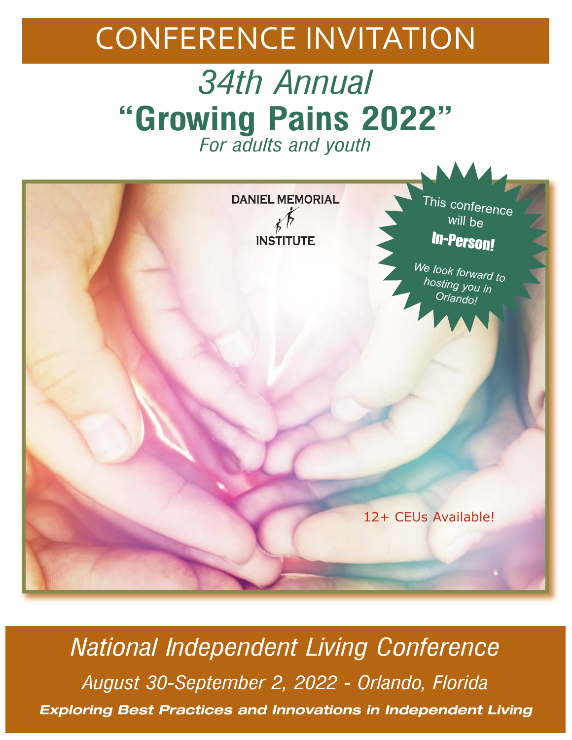# CONFERENCE INVITATION

## *34th Annual*

# "Growing Pains 2022"

*For adults and youth*

DANIEL MEMORIAL INSTITUTE

This conference will be **In-Person!**

*We look forward to hosting you in Orlando!*

12+ CEUs Available!

## *National Independent Living Conference*

*August 30-September 2, 2022 - Orlando, Florida*

***Exploring Best Practices and Innovations in Independent Living***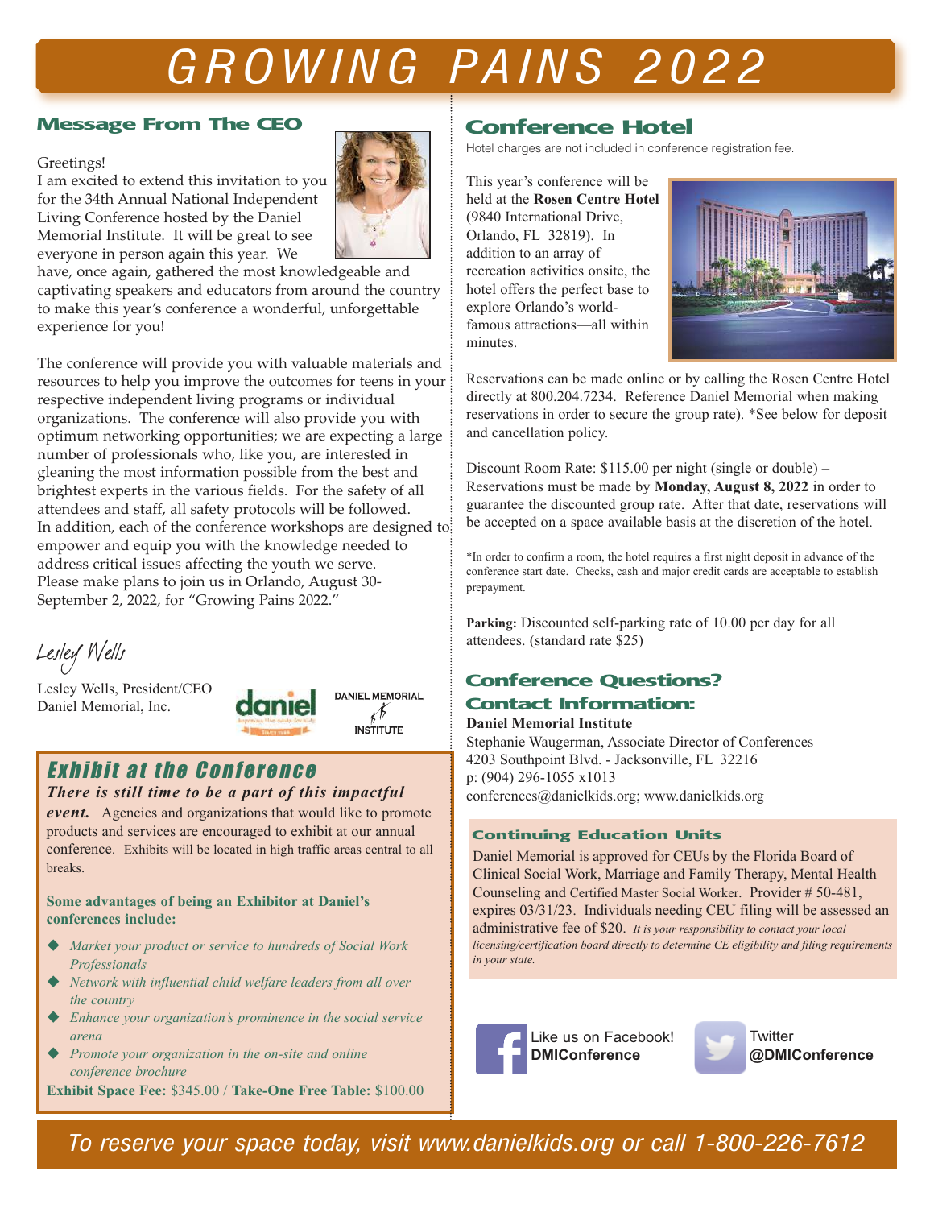# GROWING PAINS 2022

## Message From The CEO

Greetings!
I am excited to extend this invitation to you for the 34th Annual National Independent Living Conference hosted by the Daniel Memorial Institute. It will be great to see everyone in person again this year. We have, once again, gathered the most knowledgeable and captivating speakers and educators from around the country to make this year's conference a wonderful, unforgettable experience for you!

The conference will provide you with valuable materials and resources to help you improve the outcomes for teens in your respective independent living programs or individual organizations. The conference will also provide you with optimum networking opportunities; we are expecting a large number of professionals who, like you, are interested in gleaning the most information possible from the best and brightest experts in the various fields. For the safety of all attendees and staff, all safety protocols will be followed. In addition, each of the conference workshops are designed to empower and equip you with the knowledge needed to address critical issues affecting the youth we serve. Please make plans to join us in Orlando, August 30-September 2, 2022, for "Growing Pains 2022."

*Lesley Wells*

Lesley Wells, President/CEO
Daniel Memorial, Inc.

## Exhibit at the Conference

***There is still time to be a part of this impactful event.*** Agencies and organizations that would like to promote products and services are encouraged to exhibit at our annual conference. Exhibits will be located in high traffic areas central to all breaks.

**Some advantages of being an Exhibitor at Daniel's conferences include:**

- *Market your product or service to hundreds of Social Work Professionals*
- *Network with influential child welfare leaders from all over the country*
- *Enhance your organization's prominence in the social service arena*
- *Promote your organization in the on-site and online conference brochure*

**Exhibit Space Fee:** $345.00 / **Take-One Free Table:** $100.00

## Conference Hotel

Hotel charges are not included in conference registration fee.

This year's conference will be held at the **Rosen Centre Hotel** (9840 International Drive, Orlando, FL 32819). In addition to an array of recreation activities onsite, the hotel offers the perfect base to explore Orlando's world-famous attractions—all within minutes.

Reservations can be made online or by calling the Rosen Centre Hotel directly at 800.204.7234. Reference Daniel Memorial when making reservations in order to secure the group rate). *See below for deposit and cancellation policy.

Discount Room Rate: $115.00 per night (single or double) – Reservations must be made by **Monday, August 8, 2022** in order to guarantee the discounted group rate. After that date, reservations will be accepted on a space available basis at the discretion of the hotel.

*In order to confirm a room, the hotel requires a first night deposit in advance of the conference start date. Checks, cash and major credit cards are acceptable to establish prepayment.

**Parking:** Discounted self-parking rate of 10.00 per day for all attendees. (standard rate $25)

## Conference Questions? Contact Information:

**Daniel Memorial Institute**
Stephanie Waugerman, Associate Director of Conferences
4203 Southpoint Blvd. - Jacksonville, FL 32216
p: (904) 296-1055 x1013
conferences@danielkids.org; www.danielkids.org

### Continuing Education Units

Daniel Memorial is approved for CEUs by the Florida Board of Clinical Social Work, Marriage and Family Therapy, Mental Health Counseling and Certified Master Social Worker. Provider # 50-481, expires 03/31/23. Individuals needing CEU filing will be assessed an administrative fee of $20. *It is your responsibility to contact your local licensing/certification board directly to determine CE eligibility and filing requirements in your state.*

Like us on Facebook! **DMIConference**

Twitter **@DMIConference**

*To reserve your space today, visit www.danielkids.org or call 1-800-226-7612*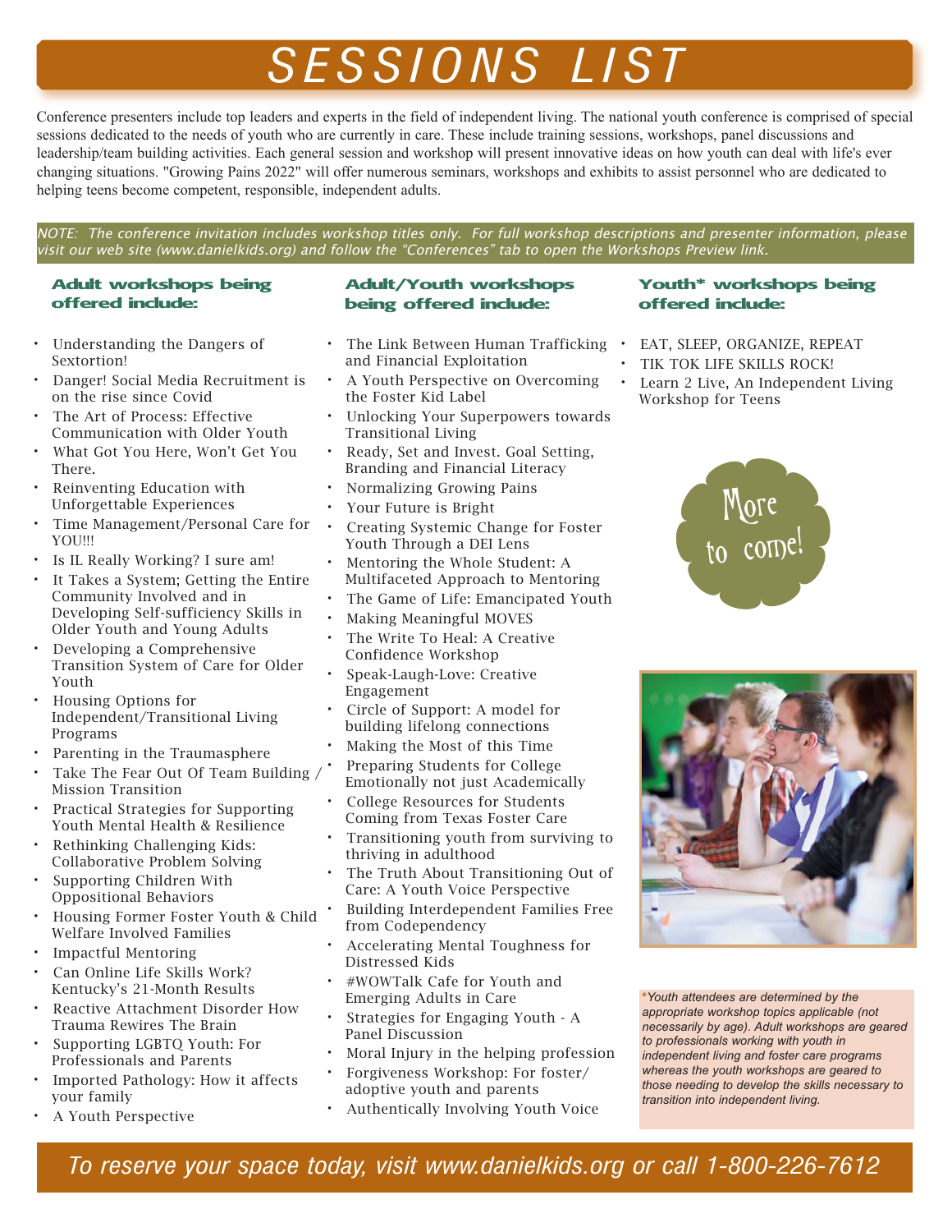# SESSIONS LIST

Conference presenters include top leaders and experts in the field of independent living. The national youth conference is comprised of special sessions dedicated to the needs of youth who are currently in care. These include training sessions, workshops, panel discussions and leadership/team building activities. Each general session and workshop will present innovative ideas on how youth can deal with life's ever changing situations. "Growing Pains 2022" will offer numerous seminars, workshops and exhibits to assist personnel who are dedicated to helping teens become competent, responsible, independent adults.

*NOTE: The conference invitation includes workshop titles only. For full workshop descriptions and presenter information, please visit our web site (www.danielkids.org) and follow the "Conferences" tab to open the Workshops Preview link.*

### Adult workshops being offered include:

- Understanding the Dangers of Sextortion!
- Danger! Social Media Recruitment is on the rise since Covid
- The Art of Process: Effective Communication with Older Youth
- What Got You Here, Won't Get You There.
- Reinventing Education with Unforgettable Experiences
- Time Management/Personal Care for YOU!!!
- Is IL Really Working? I sure am!
- It Takes a System; Getting the Entire Community Involved and in Developing Self-sufficiency Skills in Older Youth and Young Adults
- Developing a Comprehensive Transition System of Care for Older Youth
- Housing Options for Independent/Transitional Living Programs
- Parenting in the Traumasphere
- Take The Fear Out Of Team Building / Mission Transition
- Practical Strategies for Supporting Youth Mental Health & Resilience
- Rethinking Challenging Kids: Collaborative Problem Solving
- Supporting Children With Oppositional Behaviors
- Housing Former Foster Youth & Child Welfare Involved Families
- Impactful Mentoring
- Can Online Life Skills Work? Kentucky's 21-Month Results
- Reactive Attachment Disorder How Trauma Rewires The Brain
- Supporting LGBTQ Youth: For Professionals and Parents
- Imported Pathology: How it affects your family
- A Youth Perspective

### Adult/Youth workshops being offered include:

- The Link Between Human Trafficking and Financial Exploitation
- A Youth Perspective on Overcoming the Foster Kid Label
- Unlocking Your Superpowers towards Transitional Living
- Ready, Set and Invest. Goal Setting, Branding and Financial Literacy
- Normalizing Growing Pains
- Your Future is Bright
- Creating Systemic Change for Foster Youth Through a DEI Lens
- Mentoring the Whole Student: A Multifaceted Approach to Mentoring
- The Game of Life: Emancipated Youth
- Making Meaningful MOVES
- The Write To Heal: A Creative Confidence Workshop
- Speak-Laugh-Love: Creative Engagement
- Circle of Support: A model for building lifelong connections
- Making the Most of this Time
- Preparing Students for College Emotionally not just Academically
- College Resources for Students Coming from Texas Foster Care
- Transitioning youth from surviving to thriving in adulthood
- The Truth About Transitioning Out of Care: A Youth Voice Perspective
- Building Interdependent Families Free from Codependency
- Accelerating Mental Toughness for Distressed Kids
- #WOWTalk Cafe for Youth and Emerging Adults in Care
- Strategies for Engaging Youth - A Panel Discussion
- Moral Injury in the helping profession
- Forgiveness Workshop: For foster/ adoptive youth and parents
- Authentically Involving Youth Voice

### Youth* workshops being offered include:

- EAT, SLEEP, ORGANIZE, REPEAT
- TIK TOK LIFE SKILLS ROCK!
- Learn 2 Live, An Independent Living Workshop for Teens

More to come!

*\*Youth attendees are determined by the appropriate workshop topics applicable (not necessarily by age). Adult workshops are geared to professionals working with youth in independent living and foster care programs whereas the youth workshops are geared to those needing to develop the skills necessary to transition into independent living.*

*To reserve your space today, visit www.danielkids.org or call 1-800-226-7612*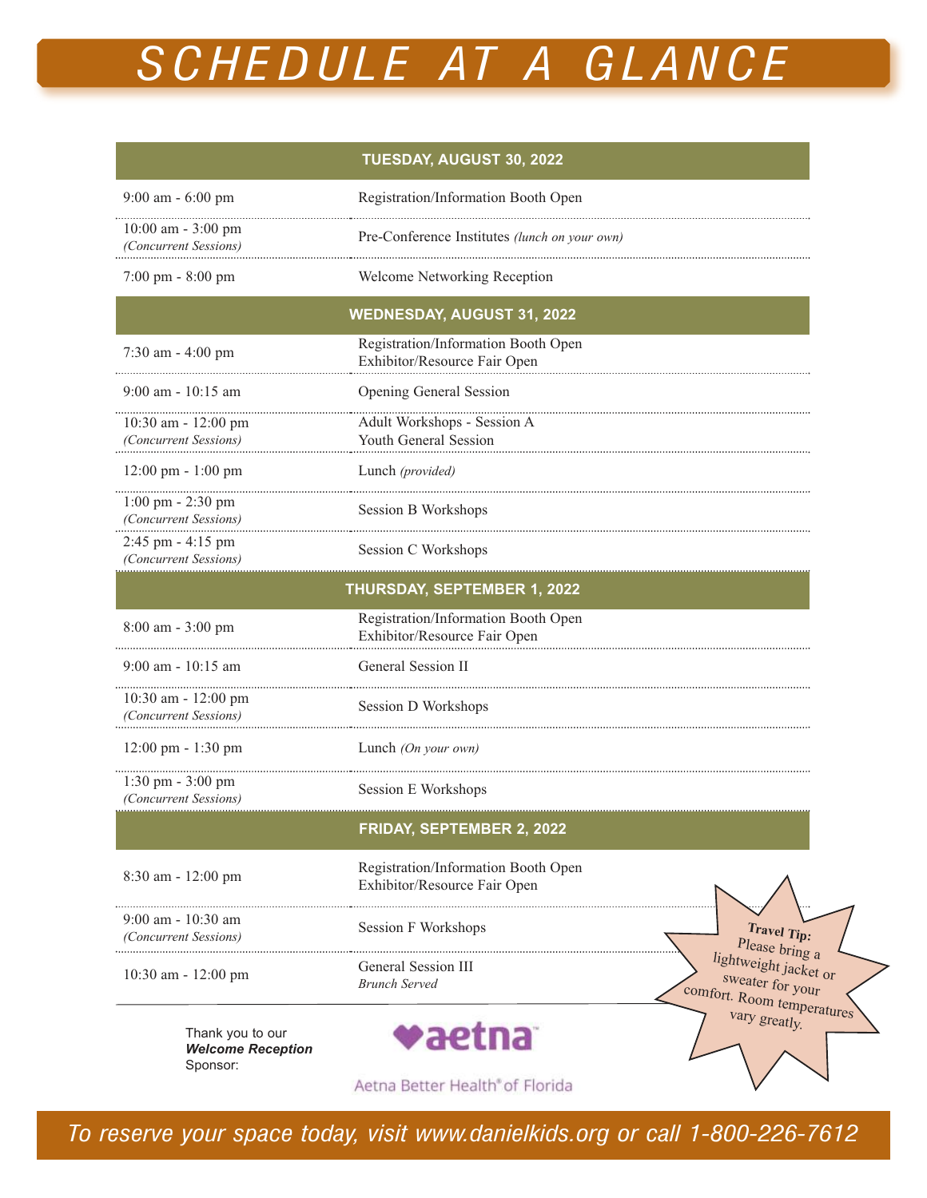# SCHEDULE AT A GLANCE

| | |
|---|---|
| **TUESDAY, AUGUST 30, 2022** | |
| 9:00 am - 6:00 pm | Registration/Information Booth Open |
| 10:00 am - 3:00 pm *(Concurrent Sessions)* | Pre-Conference Institutes *(lunch on your own)* |
| 7:00 pm - 8:00 pm | Welcome Networking Reception |
| **WEDNESDAY, AUGUST 31, 2022** | |
| 7:30 am - 4:00 pm | Registration/Information Booth Open<br>Exhibitor/Resource Fair Open |
| 9:00 am - 10:15 am | Opening General Session |
| 10:30 am - 12:00 pm *(Concurrent Sessions)* | Adult Workshops - Session A<br>Youth General Session |
| 12:00 pm - 1:00 pm | Lunch *(provided)* |
| 1:00 pm - 2:30 pm *(Concurrent Sessions)* | Session B Workshops |
| 2:45 pm - 4:15 pm *(Concurrent Sessions)* | Session C Workshops |
| **THURSDAY, SEPTEMBER 1, 2022** | |
| 8:00 am - 3:00 pm | Registration/Information Booth Open<br>Exhibitor/Resource Fair Open |
| 9:00 am - 10:15 am | General Session II |
| 10:30 am - 12:00 pm *(Concurrent Sessions)* | Session D Workshops |
| 12:00 pm - 1:30 pm | Lunch *(On your own)* |
| 1:30 pm - 3:00 pm *(Concurrent Sessions)* | Session E Workshops |
| **FRIDAY, SEPTEMBER 2, 2022** | |
| 8:30 am - 12:00 pm | Registration/Information Booth Open<br>Exhibitor/Resource Fair Open |
| 9:00 am - 10:30 am *(Concurrent Sessions)* | Session F Workshops |
| 10:30 am - 12:00 pm | General Session III<br>*Brunch Served* |

**Travel Tip:** Please bring a lightweight jacket or sweater for your comfort. Room temperatures vary greatly.

Thank you to our ***Welcome Reception*** Sponsor:

aetna

Aetna Better Health® of Florida

*To reserve your space today, visit www.danielkids.org or call 1-800-226-7612*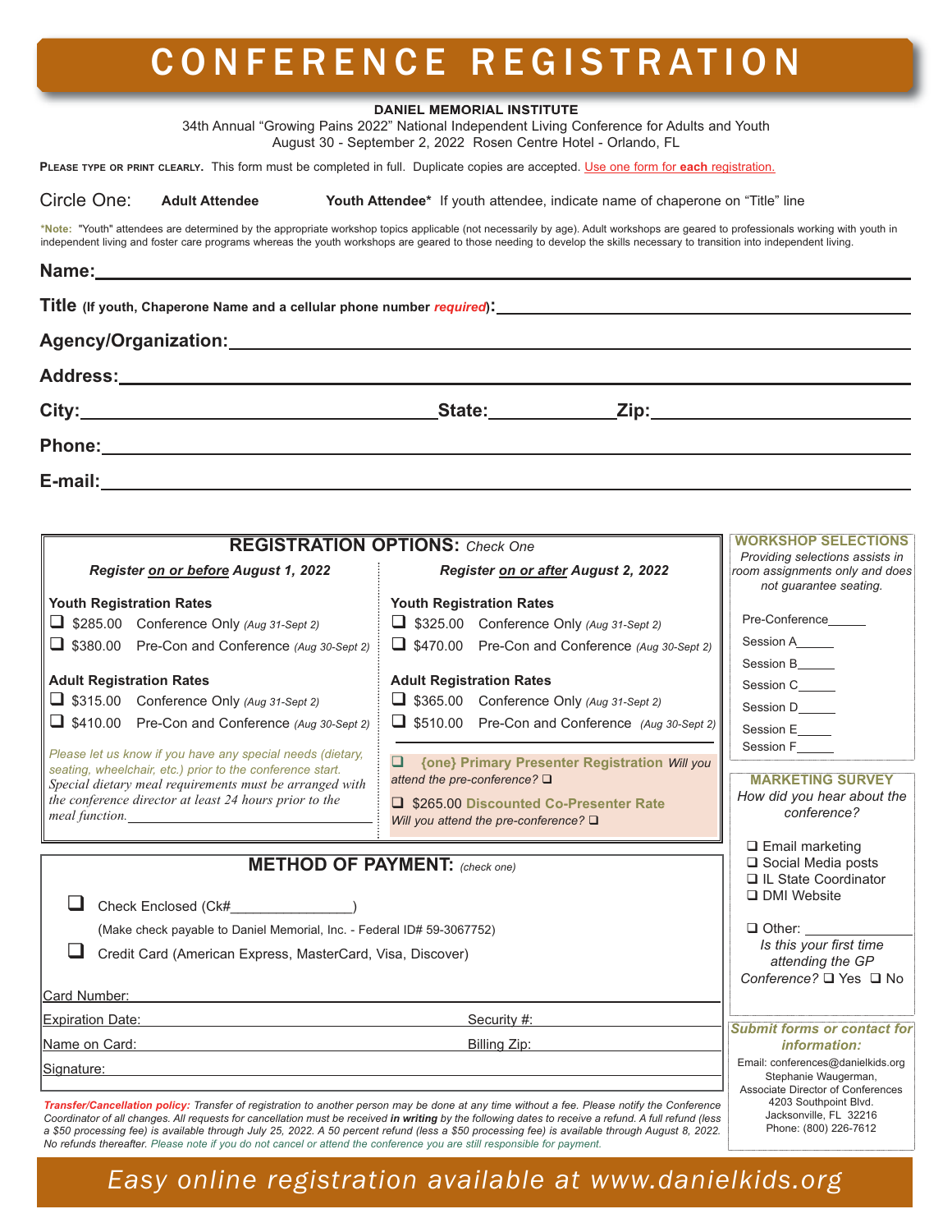# CONFERENCE REGISTRATION

**DANIEL MEMORIAL INSTITUTE**

34th Annual "Growing Pains 2022" National Independent Living Conference for Adults and Youth
August 30 - September 2, 2022 Rosen Centre Hotel - Orlando, FL

**Please type or print clearly.** This form must be completed in full. Duplicate copies are accepted. Use one form for **each** registration.

Circle One: **Adult Attendee** **Youth Attendee*** If youth attendee, indicate name of chaperone on "Title" line

***Note:** "Youth" attendees are determined by the appropriate workshop topics applicable (not necessarily by age). Adult workshops are geared to professionals working with youth in independent living and foster care programs whereas the youth workshops are geared to those needing to develop the skills necessary to transition into independent living.

**Name:** ______________________________

**Title** **(If youth, Chaperone Name and a cellular phone number *required*):** ______________________________

**Agency/Organization:** ______________________________

**Address:** ______________________________

**City:** ____________________ **State:** __________ **Zip:** ____________

**Phone:** ______________________________

**E-mail:** ______________________________

## REGISTRATION OPTIONS: *Check One*

***Register on or before August 1, 2022***

**Youth Registration Rates**

- ❑ $285.00 Conference Only *(Aug 31-Sept 2)*
- ❑ $380.00 Pre-Con and Conference *(Aug 30-Sept 2)*

**Adult Registration Rates**

- ❑ $315.00 Conference Only *(Aug 31-Sept 2)*
- ❑ $410.00 Pre-Con and Conference *(Aug 30-Sept 2)*

*Please let us know if you have any special needs (dietary, seating, wheelchair, etc.) prior to the conference start. Special dietary meal requirements must be arranged with the conference director at least 24 hours prior to the meal function.* ____________

***Register on or after August 2, 2022***

**Youth Registration Rates**

- ❑ $325.00 Conference Only *(Aug 31-Sept 2)*
- ❑ $470.00 Pre-Con and Conference *(Aug 30-Sept 2)*

**Adult Registration Rates**

- ❑ $365.00 Conference Only *(Aug 31-Sept 2)*
- ❑ $510.00 Pre-Con and Conference *(Aug 30-Sept 2)*

❑ **{one} Primary Presenter Registration** *Will you attend the pre-conference?* ❑

❑ $265.00 **Discounted Co-Presenter Rate** *Will you attend the pre-conference?* ❑

## WORKSHOP SELECTIONS

*Providing selections assists in room assignments only and does not guarantee seating.*

- Pre-Conference ______
- Session A ______
- Session B ______
- Session C ______
- Session D ______
- Session E ______
- Session F ______

## METHOD OF PAYMENT: *(check one)*

❑ Check Enclosed (Ck#______________)

(Make check payable to Daniel Memorial, Inc. - Federal ID# 59-3067752)

❑ Credit Card (American Express, MasterCard, Visa, Discover)

Card Number: ______________________________

Expiration Date: ______________ Security #: ______________

Name on Card: ______________ Billing Zip: ______________

Signature: ______________________________

***Transfer/Cancellation policy:*** *Transfer of registration to another person may be done at any time without a fee. Please notify the Conference Coordinator of all changes. All requests for cancellation must be received **in writing** by the following dates to receive a refund. A full refund (less a $50 processing fee) is available through July 25, 2022. A 50 percent refund (less a $50 processing fee) is available through August 8, 2022. No refunds thereafter. Please note if you do not cancel or attend the conference you are still responsible for payment.*

## MARKETING SURVEY

*How did you hear about the conference?*

- ❑ Email marketing
- ❑ Social Media posts
- ❑ IL State Coordinator
- ❑ DMI Website
- ❑ Other: ____________

*Is this your first time attending the GP Conference?* ❑ Yes ❑ No

***Submit forms or contact for information:***

Email: conferences@danielkids.org
Stephanie Waugerman,
Associate Director of Conferences
4203 Southpoint Blvd.
Jacksonville, FL 32216
Phone: (800) 226-7612

*Easy online registration available at www.danielkids.org*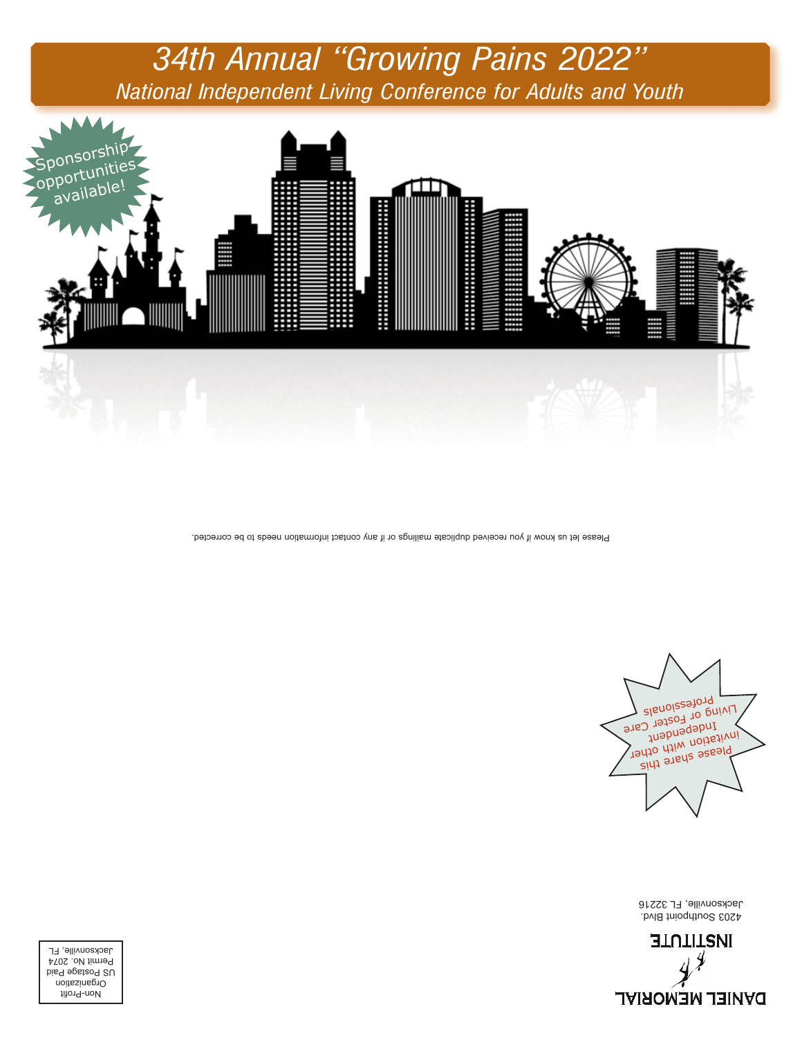# 34th Annual "Growing Pains 2022"

## National Independent Living Conference for Adults and Youth

Sponsorship opportunities available!

Please let us know if you received duplicate mailings or if any contact information needs to be corrected.

Please share this invitation with other Independent Living or Foster Care Professionals

DANIEL MEMORIAL INSTITUTE
4203 Southpoint Blvd.
Jacksonville, FL 32216

Non-Profit
Organization
US Postage Paid
Permit No. 2074
Jacksonville, FL